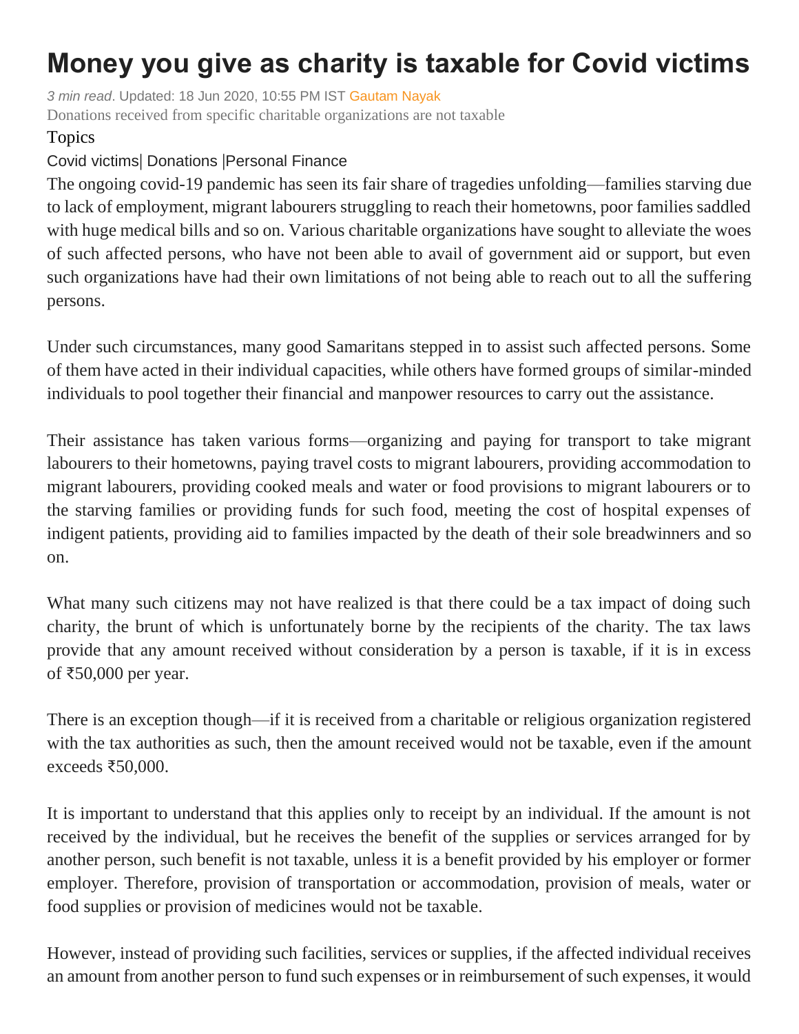# Money you give as charity is taxable for Covid victims

*3 min read*. Updated: 18 Jun 2020, 10:55 PM IST Gautam Nayak

Donations received from specific charitable organizations are not taxable

Topics

Covid victims| Donations |Personal Finance

The ongoing covid-19 pandemic has seen its fair share of tragedies unfolding—families starving due to lack of employment, migrant labourers struggling to reach their hometowns, poor families saddled with huge medical bills and so on. Various charitable organizations have sought to alleviate the woes of such affected persons, who have not been able to avail of government aid or support, but even such organizations have had their own limitations of not being able to reach out to all the suffering persons.

Under such circumstances, many good Samaritans stepped in to assist such affected persons. Some of them have acted in their individual capacities, while others have formed groups of similar-minded individuals to pool together their financial and manpower resources to carry out the assistance.

Their assistance has taken various forms—organizing and paying for transport to take migrant labourers to their hometowns, paying travel costs to migrant labourers, providing accommodation to migrant labourers, providing cooked meals and water or food provisions to migrant labourers or to the starving families or providing funds for such food, meeting the cost of hospital expenses of indigent patients, providing aid to families impacted by the death of their sole breadwinners and so on.

What many such citizens may not have realized is that there could be a tax impact of doing such charity, the brunt of which is unfortunately borne by the recipients of the charity. The tax laws provide that any amount received without consideration by a person is taxable, if it is in excess of ₹50,000 per year.

There is an exception though—if it is received from a charitable or religious organization registered with the tax authorities as such, then the amount received would not be taxable, even if the amount exceeds ₹50,000.

It is important to understand that this applies only to receipt by an individual. If the amount is not received by the individual, but he receives the benefit of the supplies or services arranged for by another person, such benefit is not taxable, unless it is a benefit provided by his employer or former employer. Therefore, provision of transportation or accommodation, provision of meals, water or food supplies or provision of medicines would not be taxable.

However, instead of providing such facilities, services or supplies, if the affected individual receives an amount from another person to fund such expenses or in reimbursement of such expenses, it would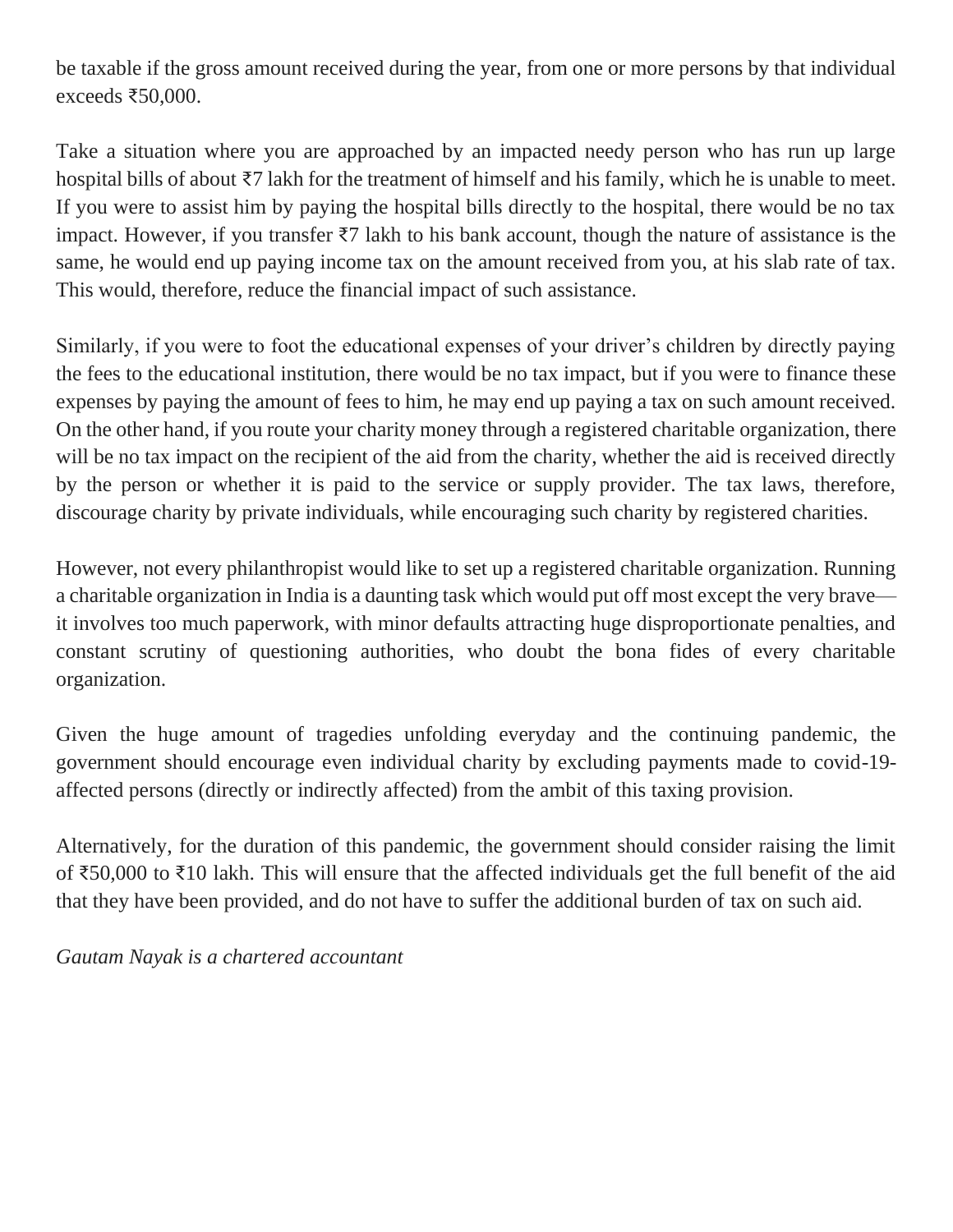be taxable if the gross amount received during the year, from one or more persons by that individual exceeds ₹50,000.

Take a situation where you are approached by an impacted needy person who has run up large hospital bills of about ₹7 lakh for the treatment of himself and his family, which he is unable to meet. If you were to assist him by paying the hospital bills directly to the hospital, there would be no tax impact. However, if you transfer ₹7 lakh to his bank account, though the nature of assistance is the same, he would end up paying income tax on the amount received from you, at his slab rate of tax. This would, therefore, reduce the financial impact of such assistance.

Similarly, if you were to foot the educational expenses of your driver's children by directly paying the fees to the educational institution, there would be no tax impact, but if you were to finance these expenses by paying the amount of fees to him, he may end up paying a tax on such amount received. On the other hand, if you route your charity money through a registered charitable organization, there will be no tax impact on the recipient of the aid from the charity, whether the aid is received directly by the person or whether it is paid to the service or supply provider. The tax laws, therefore, discourage charity by private individuals, while encouraging such charity by registered charities.

However, not every philanthropist would like to set up a registered charitable organization. Running a charitable organization in India is a daunting task which would put off most except the very brave—it involves too much paperwork, with minor defaults attracting huge disproportionate penalties, and constant scrutiny of questioning authorities, who doubt the bona fides of every charitable organization.

Given the huge amount of tragedies unfolding everyday and the continuing pandemic, the government should encourage even individual charity by excluding payments made to covid-19-affected persons (directly or indirectly affected) from the ambit of this taxing provision.

Alternatively, for the duration of this pandemic, the government should consider raising the limit of ₹50,000 to ₹10 lakh. This will ensure that the affected individuals get the full benefit of the aid that they have been provided, and do not have to suffer the additional burden of tax on such aid.

*Gautam Nayak is a chartered accountant*